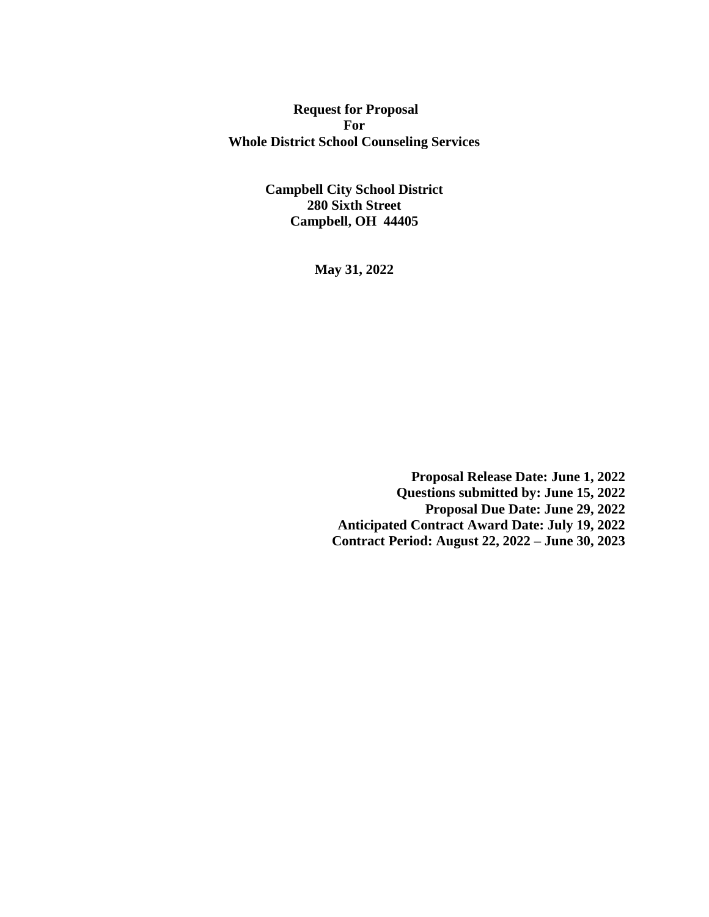# Request for Proposal
# For
# Whole District School Counseling Services

**Campbell City School District**
**280 Sixth Street**
**Campbell, OH 44405**

**May 31, 2022**

**Proposal Release Date: June 1, 2022**
**Questions submitted by: June 15, 2022**
**Proposal Due Date: June 29, 2022**
**Anticipated Contract Award Date: July 19, 2022**
**Contract Period: August 22, 2022 – June 30, 2023**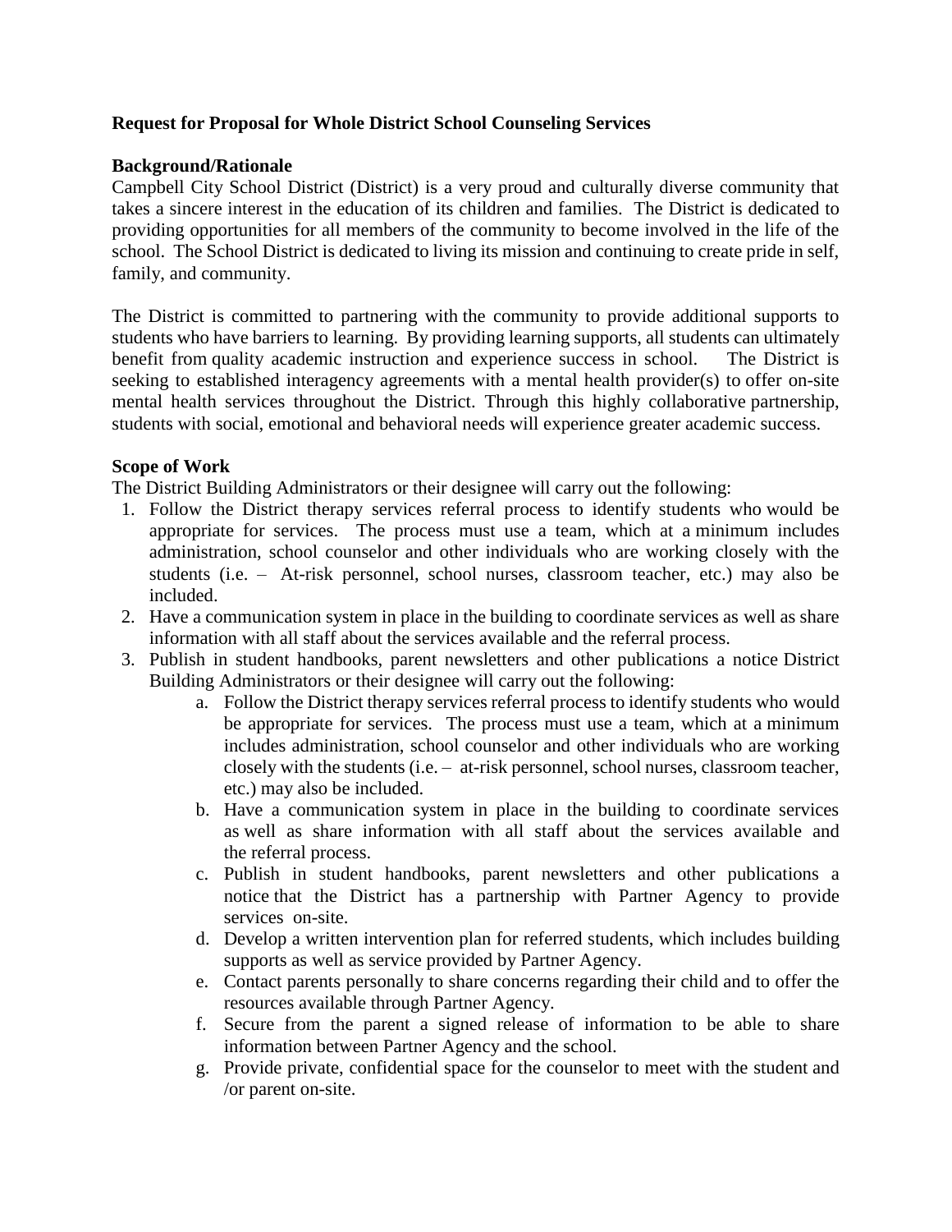**Request for Proposal for Whole District School Counseling Services**

**Background/Rationale**

Campbell City School District (District) is a very proud and culturally diverse community that takes a sincere interest in the education of its children and families. The District is dedicated to providing opportunities for all members of the community to become involved in the life of the school. The School District is dedicated to living its mission and continuing to create pride in self, family, and community.

The District is committed to partnering with the community to provide additional supports to students who have barriers to learning. By providing learning supports, all students can ultimately benefit from quality academic instruction and experience success in school. The District is seeking to established interagency agreements with a mental health provider(s) to offer on-site mental health services throughout the District. Through this highly collaborative partnership, students with social, emotional and behavioral needs will experience greater academic success.

**Scope of Work**

The District Building Administrators or their designee will carry out the following:

1. Follow the District therapy services referral process to identify students who would be appropriate for services. The process must use a team, which at a minimum includes administration, school counselor and other individuals who are working closely with the students (i.e. – At-risk personnel, school nurses, classroom teacher, etc.) may also be included.
2. Have a communication system in place in the building to coordinate services as well as share information with all staff about the services available and the referral process.
3. Publish in student handbooks, parent newsletters and other publications a notice District Building Administrators or their designee will carry out the following:
    a. Follow the District therapy services referral process to identify students who would be appropriate for services. The process must use a team, which at a minimum includes administration, school counselor and other individuals who are working closely with the students (i.e. – at-risk personnel, school nurses, classroom teacher, etc.) may also be included.
    b. Have a communication system in place in the building to coordinate services as well as share information with all staff about the services available and the referral process.
    c. Publish in student handbooks, parent newsletters and other publications a notice that the District has a partnership with Partner Agency to provide services on-site.
    d. Develop a written intervention plan for referred students, which includes building supports as well as service provided by Partner Agency.
    e. Contact parents personally to share concerns regarding their child and to offer the resources available through Partner Agency.
    f. Secure from the parent a signed release of information to be able to share information between Partner Agency and the school.
    g. Provide private, confidential space for the counselor to meet with the student and /or parent on-site.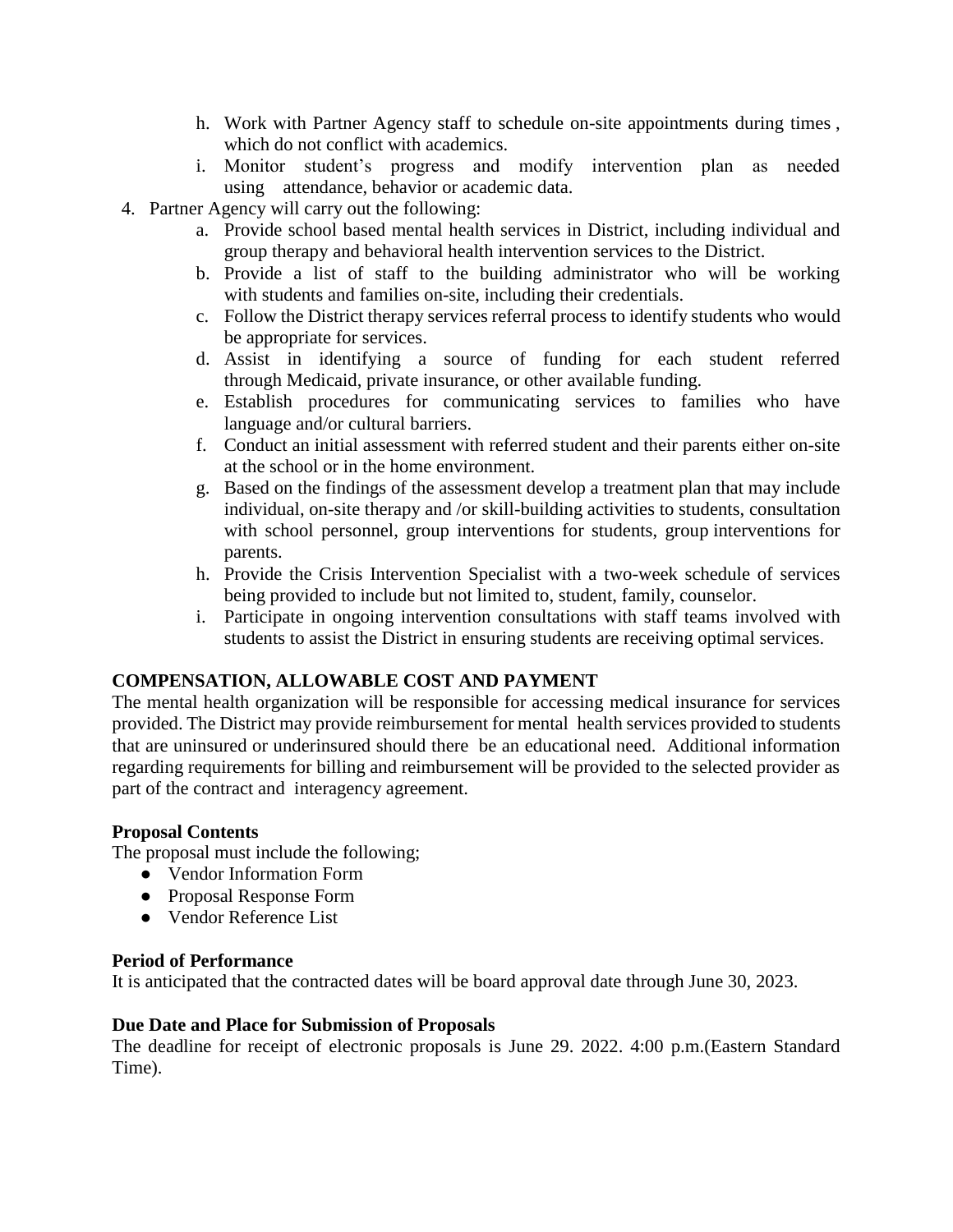h. Work with Partner Agency staff to schedule on-site appointments during times , which do not conflict with academics.
   i. Monitor student's progress and modify intervention plan as needed using attendance, behavior or academic data.
4. Partner Agency will carry out the following:
   a. Provide school based mental health services in District, including individual and group therapy and behavioral health intervention services to the District.
   b. Provide a list of staff to the building administrator who will be working with students and families on-site, including their credentials.
   c. Follow the District therapy services referral process to identify students who would be appropriate for services.
   d. Assist in identifying a source of funding for each student referred through Medicaid, private insurance, or other available funding.
   e. Establish procedures for communicating services to families who have language and/or cultural barriers.
   f. Conduct an initial assessment with referred student and their parents either on-site at the school or in the home environment.
   g. Based on the findings of the assessment develop a treatment plan that may include individual, on-site therapy and /or skill-building activities to students, consultation with school personnel, group interventions for students, group interventions for parents.
   h. Provide the Crisis Intervention Specialist with a two-week schedule of services being provided to include but not limited to, student, family, counselor.
   i. Participate in ongoing intervention consultations with staff teams involved with students to assist the District in ensuring students are receiving optimal services.

**COMPENSATION, ALLOWABLE COST AND PAYMENT**

The mental health organization will be responsible for accessing medical insurance for services provided. The District may provide reimbursement for mental health services provided to students that are uninsured or underinsured should there be an educational need. Additional information regarding requirements for billing and reimbursement will be provided to the selected provider as part of the contract and interagency agreement.

**Proposal Contents**

The proposal must include the following;

- Vendor Information Form
- Proposal Response Form
- Vendor Reference List

**Period of Performance**

It is anticipated that the contracted dates will be board approval date through June 30, 2023.

**Due Date and Place for Submission of Proposals**

The deadline for receipt of electronic proposals is June 29. 2022. 4:00 p.m.(Eastern Standard Time).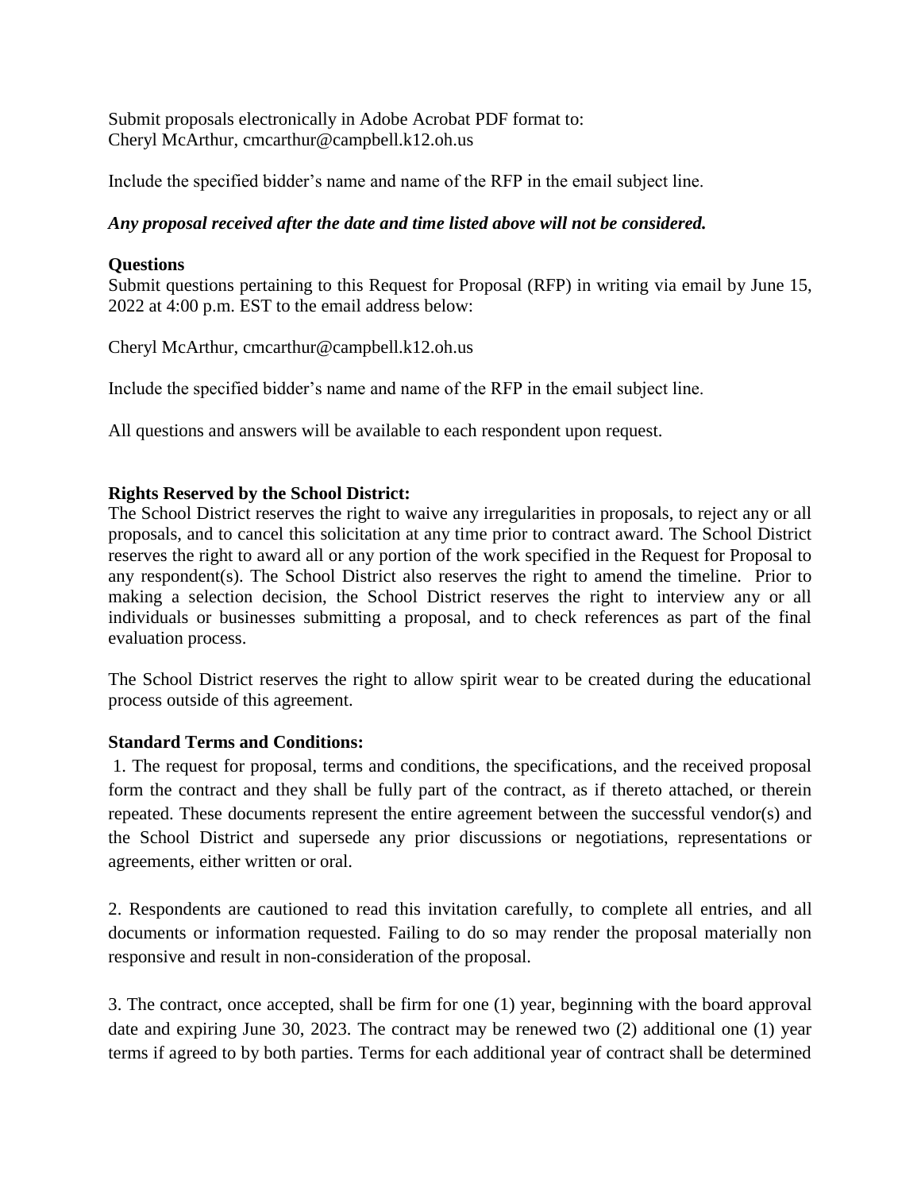Submit proposals electronically in Adobe Acrobat PDF format to:
Cheryl McArthur, cmcarthur@campbell.k12.oh.us

Include the specified bidder's name and name of the RFP in the email subject line.

***Any proposal received after the date and time listed above will not be considered.***

**Questions**
Submit questions pertaining to this Request for Proposal (RFP) in writing via email by June 15, 2022 at 4:00 p.m. EST to the email address below:

Cheryl McArthur, cmcarthur@campbell.k12.oh.us

Include the specified bidder's name and name of the RFP in the email subject line.

All questions and answers will be available to each respondent upon request.

**Rights Reserved by the School District:**
The School District reserves the right to waive any irregularities in proposals, to reject any or all proposals, and to cancel this solicitation at any time prior to contract award. The School District reserves the right to award all or any portion of the work specified in the Request for Proposal to any respondent(s). The School District also reserves the right to amend the timeline. Prior to making a selection decision, the School District reserves the right to interview any or all individuals or businesses submitting a proposal, and to check references as part of the final evaluation process.

The School District reserves the right to allow spirit wear to be created during the educational process outside of this agreement.

**Standard Terms and Conditions:**

1. The request for proposal, terms and conditions, the specifications, and the received proposal form the contract and they shall be fully part of the contract, as if thereto attached, or therein repeated. These documents represent the entire agreement between the successful vendor(s) and the School District and supersede any prior discussions or negotiations, representations or agreements, either written or oral.

2. Respondents are cautioned to read this invitation carefully, to complete all entries, and all documents or information requested. Failing to do so may render the proposal materially non responsive and result in non-consideration of the proposal.

3. The contract, once accepted, shall be firm for one (1) year, beginning with the board approval date and expiring June 30, 2023. The contract may be renewed two (2) additional one (1) year terms if agreed to by both parties. Terms for each additional year of contract shall be determined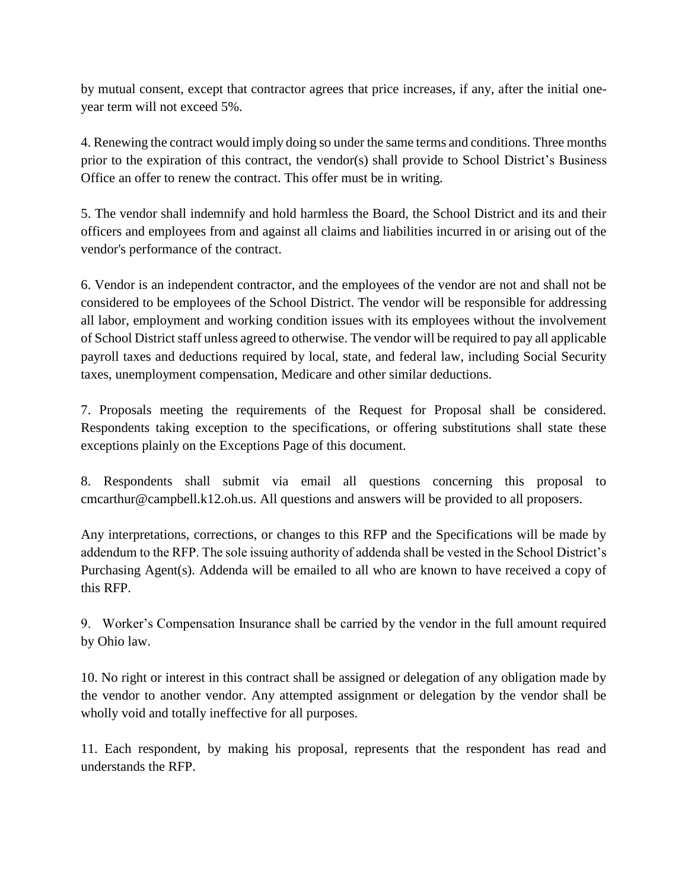by mutual consent, except that contractor agrees that price increases, if any, after the initial one-year term will not exceed 5%.

4. Renewing the contract would imply doing so under the same terms and conditions. Three months prior to the expiration of this contract, the vendor(s) shall provide to School District's Business Office an offer to renew the contract. This offer must be in writing.

5. The vendor shall indemnify and hold harmless the Board, the School District and its and their officers and employees from and against all claims and liabilities incurred in or arising out of the vendor's performance of the contract.

6. Vendor is an independent contractor, and the employees of the vendor are not and shall not be considered to be employees of the School District. The vendor will be responsible for addressing all labor, employment and working condition issues with its employees without the involvement of School District staff unless agreed to otherwise. The vendor will be required to pay all applicable payroll taxes and deductions required by local, state, and federal law, including Social Security taxes, unemployment compensation, Medicare and other similar deductions.

7. Proposals meeting the requirements of the Request for Proposal shall be considered. Respondents taking exception to the specifications, or offering substitutions shall state these exceptions plainly on the Exceptions Page of this document.

8. Respondents shall submit via email all questions concerning this proposal to cmcarthur@campbell.k12.oh.us. All questions and answers will be provided to all proposers.

Any interpretations, corrections, or changes to this RFP and the Specifications will be made by addendum to the RFP. The sole issuing authority of addenda shall be vested in the School District's Purchasing Agent(s). Addenda will be emailed to all who are known to have received a copy of this RFP.

9. Worker's Compensation Insurance shall be carried by the vendor in the full amount required by Ohio law.

10. No right or interest in this contract shall be assigned or delegation of any obligation made by the vendor to another vendor. Any attempted assignment or delegation by the vendor shall be wholly void and totally ineffective for all purposes.

11. Each respondent, by making his proposal, represents that the respondent has read and understands the RFP.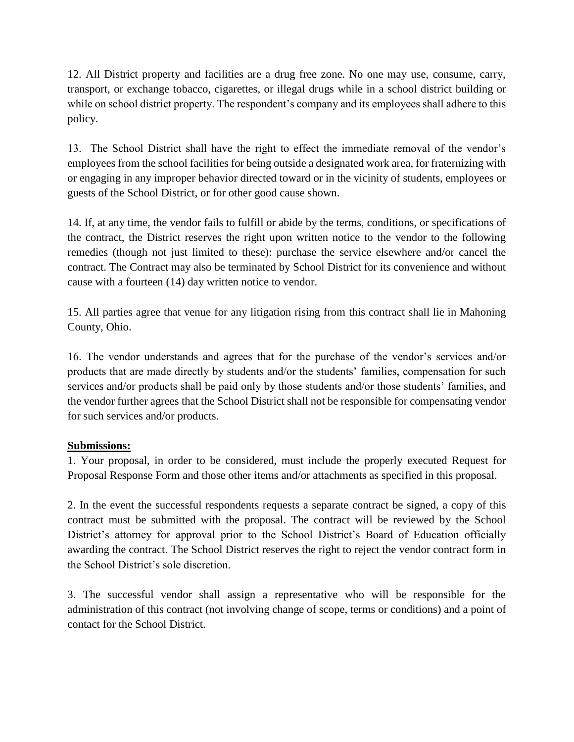12. All District property and facilities are a drug free zone. No one may use, consume, carry, transport, or exchange tobacco, cigarettes, or illegal drugs while in a school district building or while on school district property. The respondent's company and its employees shall adhere to this policy.

13. The School District shall have the right to effect the immediate removal of the vendor's employees from the school facilities for being outside a designated work area, for fraternizing with or engaging in any improper behavior directed toward or in the vicinity of students, employees or guests of the School District, or for other good cause shown.

14. If, at any time, the vendor fails to fulfill or abide by the terms, conditions, or specifications of the contract, the District reserves the right upon written notice to the vendor to the following remedies (though not just limited to these): purchase the service elsewhere and/or cancel the contract. The Contract may also be terminated by School District for its convenience and without cause with a fourteen (14) day written notice to vendor.

15. All parties agree that venue for any litigation rising from this contract shall lie in Mahoning County, Ohio.

16. The vendor understands and agrees that for the purchase of the vendor's services and/or products that are made directly by students and/or the students' families, compensation for such services and/or products shall be paid only by those students and/or those students' families, and the vendor further agrees that the School District shall not be responsible for compensating vendor for such services and/or products.

**Submissions:**

1. Your proposal, in order to be considered, must include the properly executed Request for Proposal Response Form and those other items and/or attachments as specified in this proposal.

2. In the event the successful respondents requests a separate contract be signed, a copy of this contract must be submitted with the proposal. The contract will be reviewed by the School District's attorney for approval prior to the School District's Board of Education officially awarding the contract. The School District reserves the right to reject the vendor contract form in the School District's sole discretion.

3. The successful vendor shall assign a representative who will be responsible for the administration of this contract (not involving change of scope, terms or conditions) and a point of contact for the School District.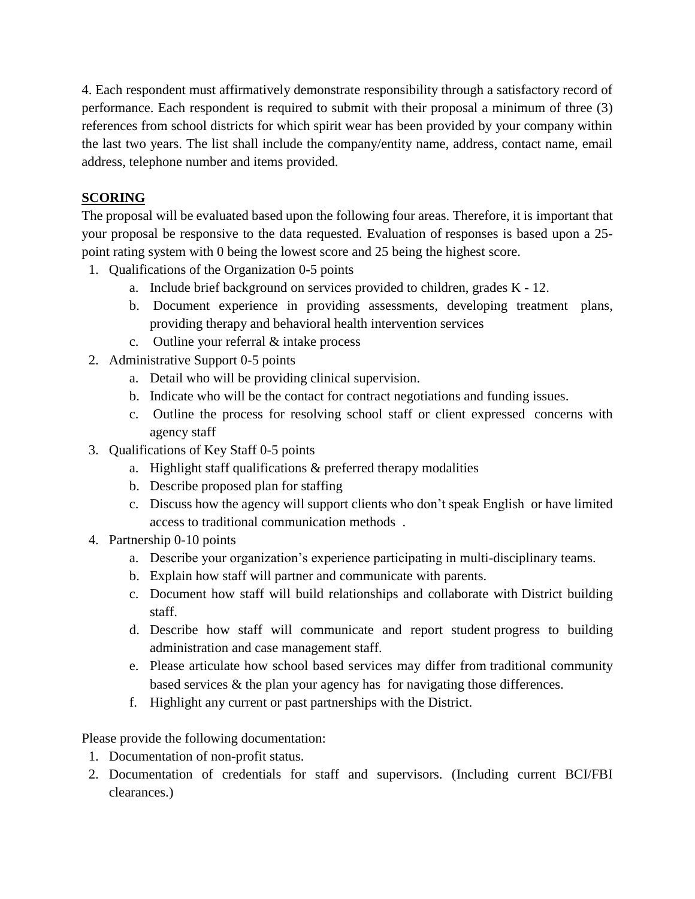4. Each respondent must affirmatively demonstrate responsibility through a satisfactory record of performance. Each respondent is required to submit with their proposal a minimum of three (3) references from school districts for which spirit wear has been provided by your company within the last two years. The list shall include the company/entity name, address, contact name, email address, telephone number and items provided.

**SCORING**

The proposal will be evaluated based upon the following four areas. Therefore, it is important that your proposal be responsive to the data requested. Evaluation of responses is based upon a 25-point rating system with 0 being the lowest score and 25 being the highest score.

1. Qualifications of the Organization 0-5 points
   a. Include brief background on services provided to children, grades K - 12.
   b. Document experience in providing assessments, developing treatment plans, providing therapy and behavioral health intervention services
   c. Outline your referral & intake process
2. Administrative Support 0-5 points
   a. Detail who will be providing clinical supervision.
   b. Indicate who will be the contact for contract negotiations and funding issues.
   c. Outline the process for resolving school staff or client expressed concerns with agency staff
3. Qualifications of Key Staff 0-5 points
   a. Highlight staff qualifications & preferred therapy modalities
   b. Describe proposed plan for staffing
   c. Discuss how the agency will support clients who don't speak English or have limited access to traditional communication methods .
4. Partnership 0-10 points
   a. Describe your organization's experience participating in multi-disciplinary teams.
   b. Explain how staff will partner and communicate with parents.
   c. Document how staff will build relationships and collaborate with District building staff.
   d. Describe how staff will communicate and report student progress to building administration and case management staff.
   e. Please articulate how school based services may differ from traditional community based services & the plan your agency has for navigating those differences.
   f. Highlight any current or past partnerships with the District.

Please provide the following documentation:

1. Documentation of non-profit status.
2. Documentation of credentials for staff and supervisors. (Including current BCI/FBI clearances.)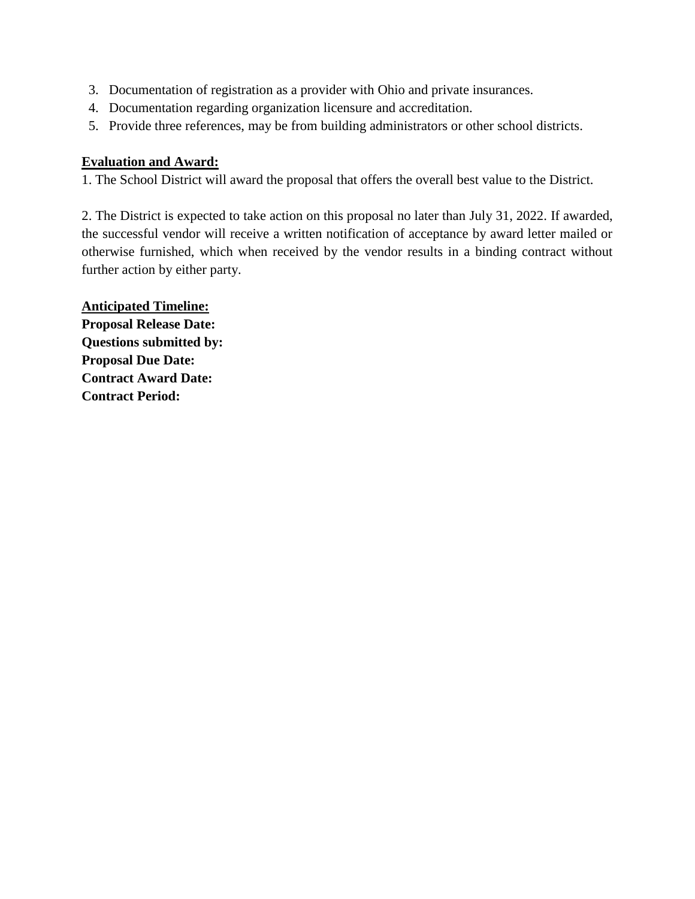3. Documentation of registration as a provider with Ohio and private insurances.
4. Documentation regarding organization licensure and accreditation.
5. Provide three references, may be from building administrators or other school districts.

**Evaluation and Award:**

1. The School District will award the proposal that offers the overall best value to the District.

2. The District is expected to take action on this proposal no later than July 31, 2022. If awarded, the successful vendor will receive a written notification of acceptance by award letter mailed or otherwise furnished, which when received by the vendor results in a binding contract without further action by either party.

**Anticipated Timeline:**

**Proposal Release Date:**

**Questions submitted by:**

**Proposal Due Date:**

**Contract Award Date:**

**Contract Period:**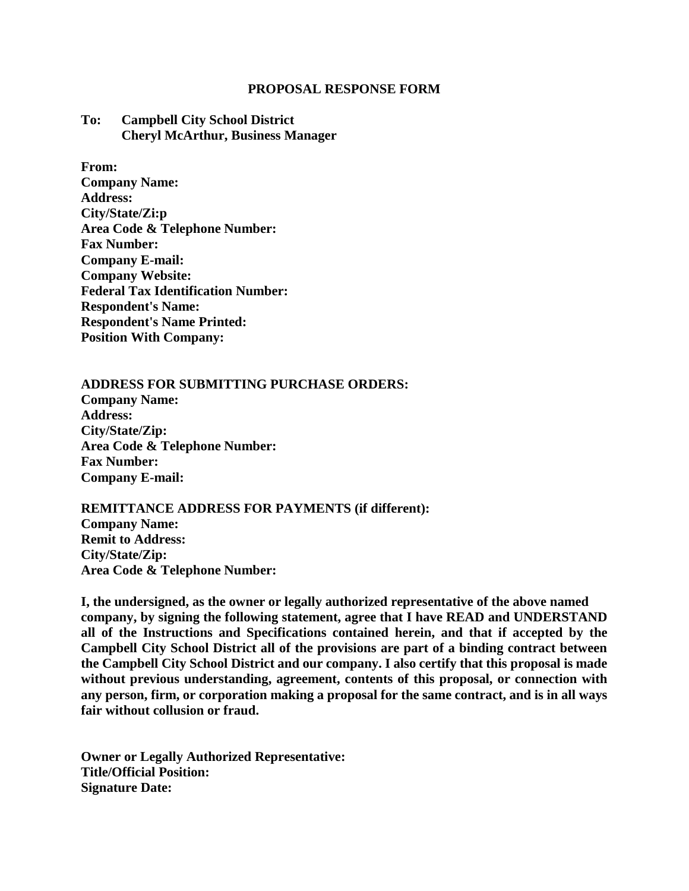# PROPOSAL RESPONSE FORM

**To: Campbell City School District**
**Cheryl McArthur, Business Manager**

**From:**
**Company Name:**
**Address:**
**City/State/Zi:p**
**Area Code & Telephone Number:**
**Fax Number:**
**Company E-mail:**
**Company Website:**
**Federal Tax Identification Number:**
**Respondent's Name:**
**Respondent's Name Printed:**
**Position With Company:**

**ADDRESS FOR SUBMITTING PURCHASE ORDERS:**
**Company Name:**
**Address:**
**City/State/Zip:**
**Area Code & Telephone Number:**
**Fax Number:**
**Company E-mail:**

**REMITTANCE ADDRESS FOR PAYMENTS (if different):**
**Company Name:**
**Remit to Address:**
**City/State/Zip:**
**Area Code & Telephone Number:**

**I, the undersigned, as the owner or legally authorized representative of the above named company, by signing the following statement, agree that I have READ and UNDERSTAND all of the Instructions and Specifications contained herein, and that if accepted by the Campbell City School District all of the provisions are part of a binding contract between the Campbell City School District and our company. I also certify that this proposal is made without previous understanding, agreement, contents of this proposal, or connection with any person, firm, or corporation making a proposal for the same contract, and is in all ways fair without collusion or fraud.**

**Owner or Legally Authorized Representative:**
**Title/Official Position:**
**Signature Date:**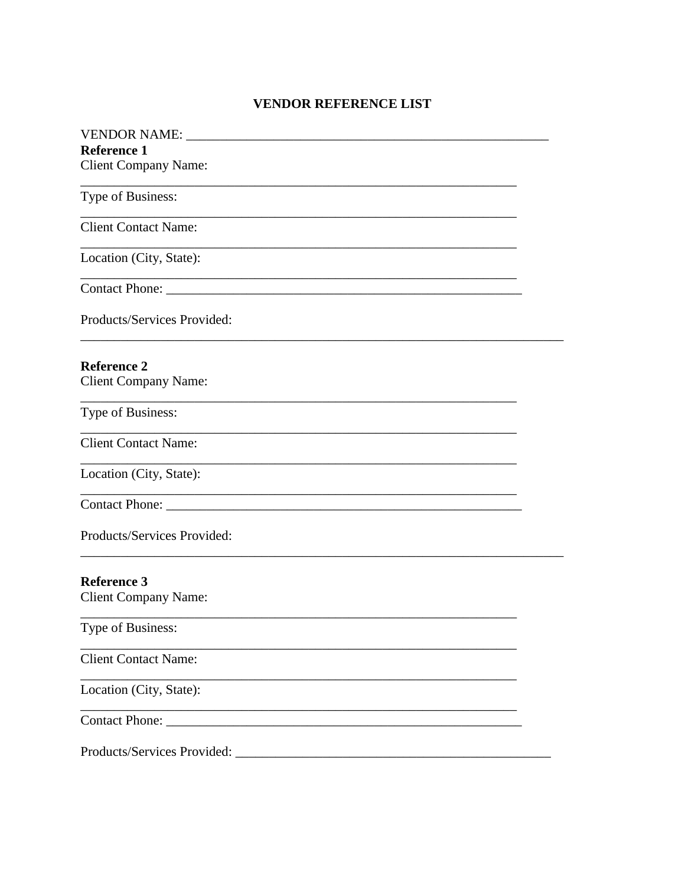# VENDOR REFERENCE LIST

VENDOR NAME: ________________________________________________________

**Reference 1**

Client Company Name:

___________________________________________________________________

Type of Business:

___________________________________________________________________

Client Contact Name:

___________________________________________________________________

Location (City, State):

___________________________________________________________________

Contact Phone: _______________________________________________________

Products/Services Provided:

___________________________________________________________________________

**Reference 2**

Client Company Name:

___________________________________________________________________

Type of Business:

___________________________________________________________________

Client Contact Name:

___________________________________________________________________

Location (City, State):

___________________________________________________________________

Contact Phone: _______________________________________________________

Products/Services Provided:

___________________________________________________________________________

**Reference 3**

Client Company Name:

___________________________________________________________________

Type of Business:

___________________________________________________________________

Client Contact Name:

___________________________________________________________________

Location (City, State):

___________________________________________________________________

Contact Phone: _______________________________________________________

Products/Services Provided: ________________________________________________